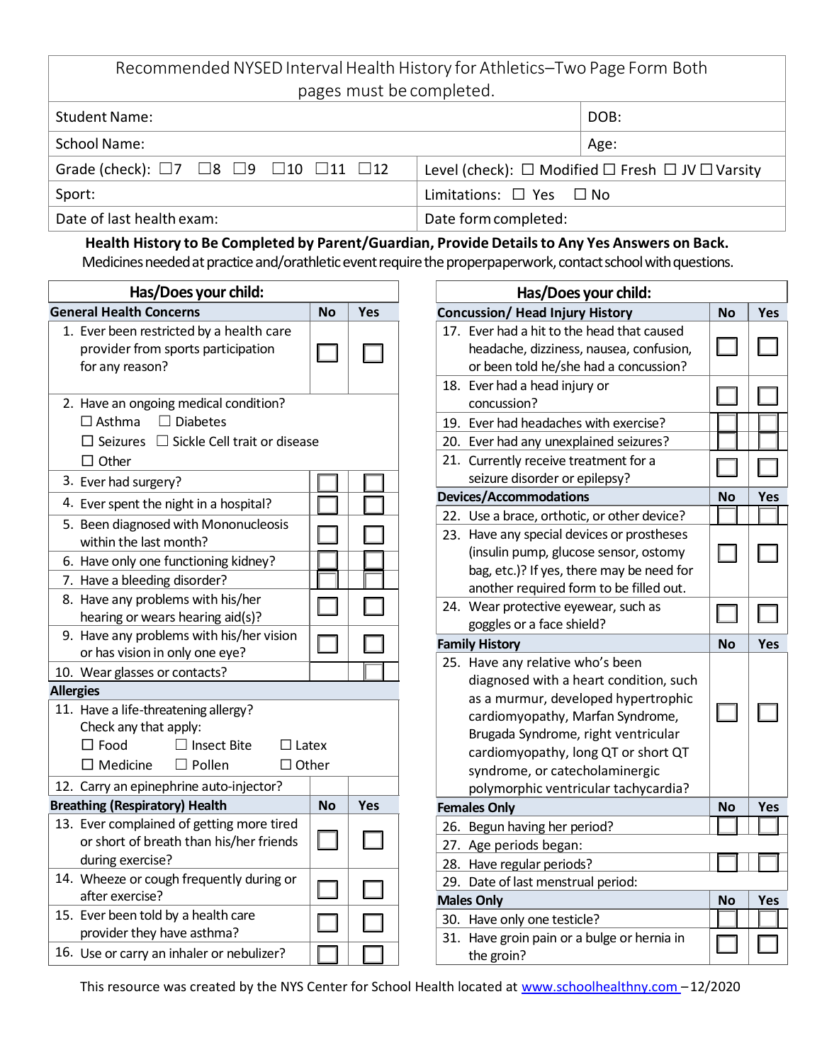Recommended NYSED Interval Health History for Athletics–Two Page Form Both pages must be completed.

| | |
|---|---|
| Student Name: | DOB: |
| School Name: | Age: |
| Grade (check): ☐7 ☐8 ☐9 ☐10 ☐11 ☐12 | Level (check): ☐ Modified ☐ Fresh ☐ JV ☐ Varsity |
| Sport: | Limitations: ☐ Yes ☐ No |
| Date of last health exam: | Date form completed: |

**Health History to Be Completed by Parent/Guardian, Provide Details to Any Yes Answers on Back.**
Medicines needed at practice and/or athletic event require the proper paperwork, contact school with questions.

**Has/Does your child:**

| General Health Concerns | No | Yes |
|---|---|---|
| 1. Ever been restricted by a health care provider from sports participation for any reason? | ☐ | ☐ |
| 2. Have an ongoing medical condition? ☐ Asthma ☐ Diabetes ☐ Seizures ☐ Sickle Cell trait or disease ☐ Other | | |
| 3. Ever had surgery? | ☐ | ☐ |
| 4. Ever spent the night in a hospital? | ☐ | ☐ |
| 5. Been diagnosed with Mononucleosis within the last month? | ☐ | ☐ |
| 6. Have only one functioning kidney? | ☐ | ☐ |
| 7. Have a bleeding disorder? | ☐ | ☐ |
| 8. Have any problems with his/her hearing or wears hearing aid(s)? | ☐ | ☐ |
| 9. Have any problems with his/her vision or has vision in only one eye? | ☐ | ☐ |
| 10. Wear glasses or contacts? | | ☐ |
| **Allergies** | | |
| 11. Have a life-threatening allergy? Check any that apply: ☐ Food ☐ Insect Bite ☐ Latex ☐ Medicine ☐ Pollen ☐ Other | | |
| 12. Carry an epinephrine auto-injector? | | |
| **Breathing (Respiratory) Health** | **No** | **Yes** |
| 13. Ever complained of getting more tired or short of breath than his/her friends during exercise? | ☐ | ☐ |
| 14. Wheeze or cough frequently during or after exercise? | ☐ | ☐ |
| 15. Ever been told by a health care provider they have asthma? | ☐ | ☐ |
| 16. Use or carry an inhaler or nebulizer? | ☐ | ☐ |

**Has/Does your child:**

| Concussion/ Head Injury History | No | Yes |
|---|---|---|
| 17. Ever had a hit to the head that caused headache, dizziness, nausea, confusion, or been told he/she had a concussion? | ☐ | ☐ |
| 18. Ever had a head injury or concussion? | ☐ | ☐ |
| 19. Ever had headaches with exercise? | ☐ | ☐ |
| 20. Ever had any unexplained seizures? | ☐ | ☐ |
| 21. Currently receive treatment for a seizure disorder or epilepsy? | ☐ | ☐ |
| **Devices/Accommodations** | **No** | **Yes** |
| 22. Use a brace, orthotic, or other device? | ☐ | ☐ |
| 23. Have any special devices or prostheses (insulin pump, glucose sensor, ostomy bag, etc.)? If yes, there may be need for another required form to be filled out. | ☐ | ☐ |
| 24. Wear protective eyewear, such as goggles or a face shield? | ☐ | ☐ |
| **Family History** | **No** | **Yes** |
| 25. Have any relative who's been diagnosed with a heart condition, such as a murmur, developed hypertrophic cardiomyopathy, Marfan Syndrome, Brugada Syndrome, right ventricular cardiomyopathy, long QT or short QT syndrome, or catecholaminergic polymorphic ventricular tachycardia? | ☐ | ☐ |
| **Females Only** | **No** | **Yes** |
| 26. Begun having her period? | ☐ | ☐ |
| 27. Age periods began: | | |
| 28. Have regular periods? | ☐ | ☐ |
| 29. Date of last menstrual period: | | |
| **Males Only** | **No** | **Yes** |
| 30. Have only one testicle? | ☐ | ☐ |
| 31. Have groin pain or a bulge or hernia in the groin? | ☐ | ☐ |

This resource was created by the NYS Center for School Health located at www.schoolhealthny.com – 12/2020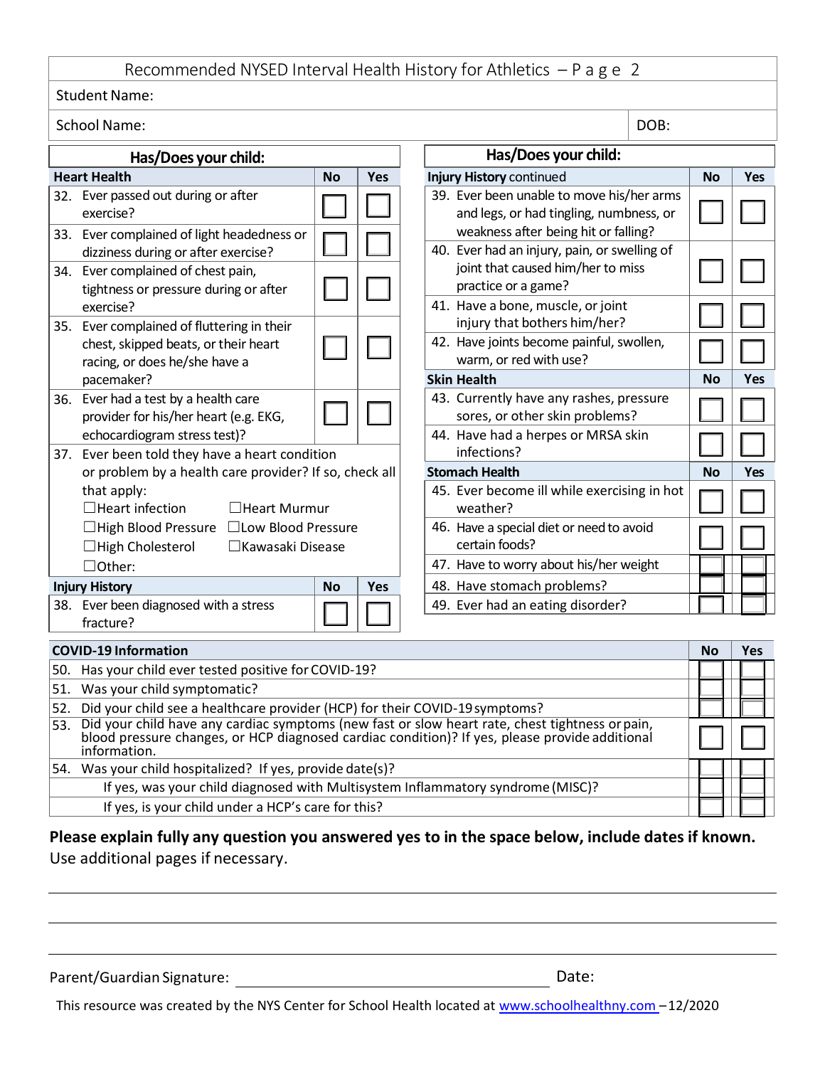# Recommended NYSED Interval Health History for Athletics – Page 2

Student Name:

School Name: | DOB:

## Has/Does your child:

| Heart Health | No | Yes |
|---|---|---|
| 32. Ever passed out during or after exercise? | ☐ | ☐ |
| 33. Ever complained of light headedness or dizziness during or after exercise? | ☐ | ☐ |
| 34. Ever complained of chest pain, tightness or pressure during or after exercise? | ☐ | ☐ |
| 35. Ever complained of fluttering in their chest, skipped beats, or their heart racing, or does he/she have a pacemaker? | ☐ | ☐ |
| 36. Ever had a test by a health care provider for his/her heart (e.g. EKG, echocardiogram stress test)? | ☐ | ☐ |

37. Ever been told they have a heart condition or problem by a health care provider? If so, check all that apply:

☐Heart infection ☐Heart Murmur
☐High Blood Pressure ☐Low Blood Pressure
☐High Cholesterol ☐Kawasaki Disease
☐Other:

| Injury History | No | Yes |
|---|---|---|
| 38. Ever been diagnosed with a stress fracture? | ☐ | ☐ |
| 39. Ever been unable to move his/her arms and legs, or had tingling, numbness, or weakness after being hit or falling? | ☐ | ☐ |
| 40. Ever had an injury, pain, or swelling of joint that caused him/her to miss practice or a game? | ☐ | ☐ |
| 41. Have a bone, muscle, or joint injury that bothers him/her? | ☐ | ☐ |
| 42. Have joints become painful, swollen, warm, or red with use? | ☐ | ☐ |

| Skin Health | No | Yes |
|---|---|---|
| 43. Currently have any rashes, pressure sores, or other skin problems? | ☐ | ☐ |
| 44. Have had a herpes or MRSA skin infections? | ☐ | ☐ |

| Stomach Health | No | Yes |
|---|---|---|
| 45. Ever become ill while exercising in hot weather? | ☐ | ☐ |
| 46. Have a special diet or need to avoid certain foods? | ☐ | ☐ |
| 47. Have to worry about his/her weight | ☐ | ☐ |
| 48. Have stomach problems? | ☐ | ☐ |
| 49. Ever had an eating disorder? | ☐ | ☐ |

| COVID-19 Information | No | Yes |
|---|---|---|
| 50. Has your child ever tested positive for COVID-19? | ☐ | ☐ |
| 51. Was your child symptomatic? | ☐ | ☐ |
| 52. Did your child see a healthcare provider (HCP) for their COVID-19 symptoms? | ☐ | ☐ |
| 53. Did your child have any cardiac symptoms (new fast or slow heart rate, chest tightness or pain, blood pressure changes, or HCP diagnosed cardiac condition)? If yes, please provide additional information. | ☐ | ☐ |
| 54. Was your child hospitalized? If yes, provide date(s)? | ☐ | ☐ |
| If yes, was your child diagnosed with Multisystem Inflammatory syndrome (MISC)? | ☐ | ☐ |
| If yes, is your child under a HCP's care for this? | ☐ | ☐ |

**Please explain fully any question you answered yes to in the space below, include dates if known.** Use additional pages if necessary.

\_\_\_\_\_\_\_\_\_\_\_\_\_\_\_\_\_\_\_\_\_\_\_\_\_\_\_\_\_\_\_\_\_\_\_\_\_\_\_\_\_\_\_\_\_\_\_\_\_\_\_\_\_\_\_\_\_\_\_\_\_\_\_\_

\_\_\_\_\_\_\_\_\_\_\_\_\_\_\_\_\_\_\_\_\_\_\_\_\_\_\_\_\_\_\_\_\_\_\_\_\_\_\_\_\_\_\_\_\_\_\_\_\_\_\_\_\_\_\_\_\_\_\_\_\_\_\_\_

\_\_\_\_\_\_\_\_\_\_\_\_\_\_\_\_\_\_\_\_\_\_\_\_\_\_\_\_\_\_\_\_\_\_\_\_\_\_\_\_\_\_\_\_\_\_\_\_\_\_\_\_\_\_\_\_\_\_\_\_\_\_\_\_

Parent/Guardian Signature: \_\_\_\_\_\_\_\_\_\_\_\_\_\_\_\_\_\_\_\_\_\_\_\_\_\_\_\_\_\_\_\_\_\_ Date:

This resource was created by the NYS Center for School Health located at www.schoolhealthny.com – 12/2020